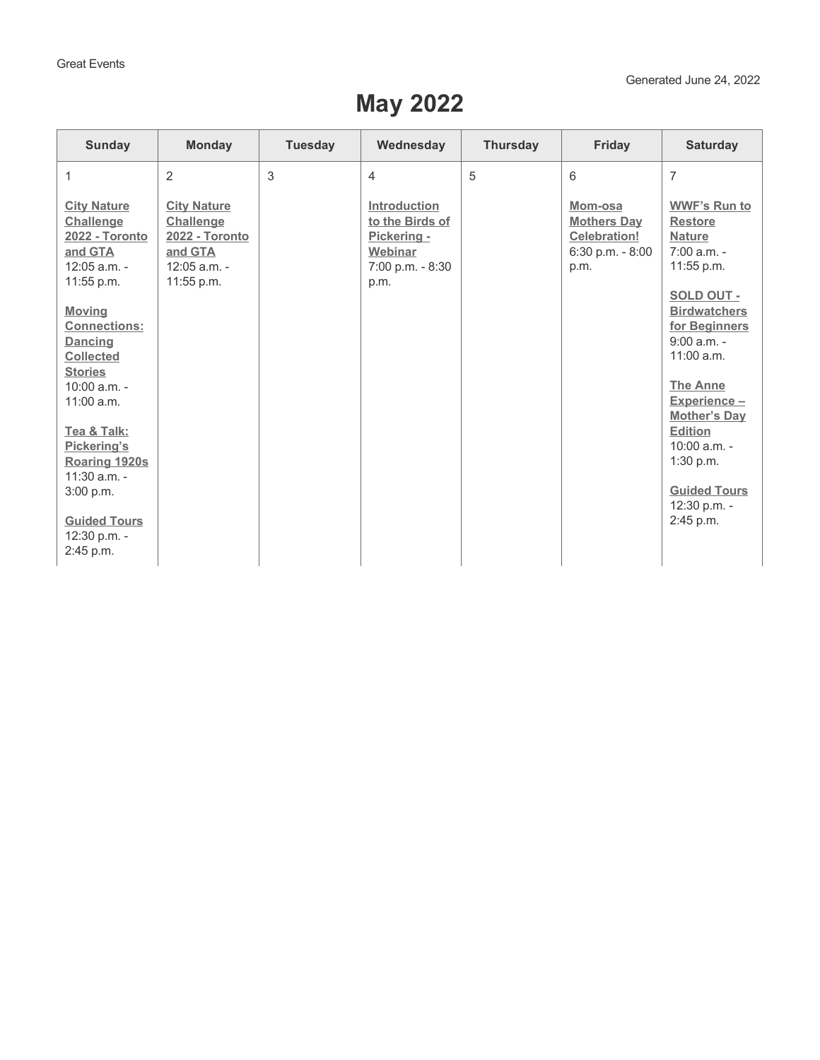Great Events

Generated June 24, 2022

# May 2022

| Sunday | Monday | Tuesday | Wednesday | Thursday | Friday | Saturday |
|---|---|---|---|---|---|---|
| 1<br><br>**City Nature Challenge 2022 - Toronto and GTA**<br>12:05 a.m. - 11:55 p.m.<br><br>**Moving Connections: Dancing Collected Stories**<br>10:00 a.m. - 11:00 a.m.<br><br>**Tea & Talk: Pickering's Roaring 1920s**<br>11:30 a.m. - 3:00 p.m.<br><br>**Guided Tours**<br>12:30 p.m. - 2:45 p.m. | 2<br><br>**City Nature Challenge 2022 - Toronto and GTA**<br>12:05 a.m. - 11:55 p.m. | 3 | 4<br><br>**Introduction to the Birds of Pickering - Webinar**<br>7:00 p.m. - 8:30 p.m. | 5 | 6<br><br>**Mom-osa Mothers Day Celebration!**<br>6:30 p.m. - 8:00 p.m. | 7<br><br>**WWF's Run to Restore Nature**<br>7:00 a.m. - 11:55 p.m.<br><br>**SOLD OUT - Birdwatchers for Beginners**<br>9:00 a.m. - 11:00 a.m.<br><br>**The Anne Experience – Mother's Day Edition**<br>10:00 a.m. - 1:30 p.m.<br><br>**Guided Tours**<br>12:30 p.m. - 2:45 p.m. |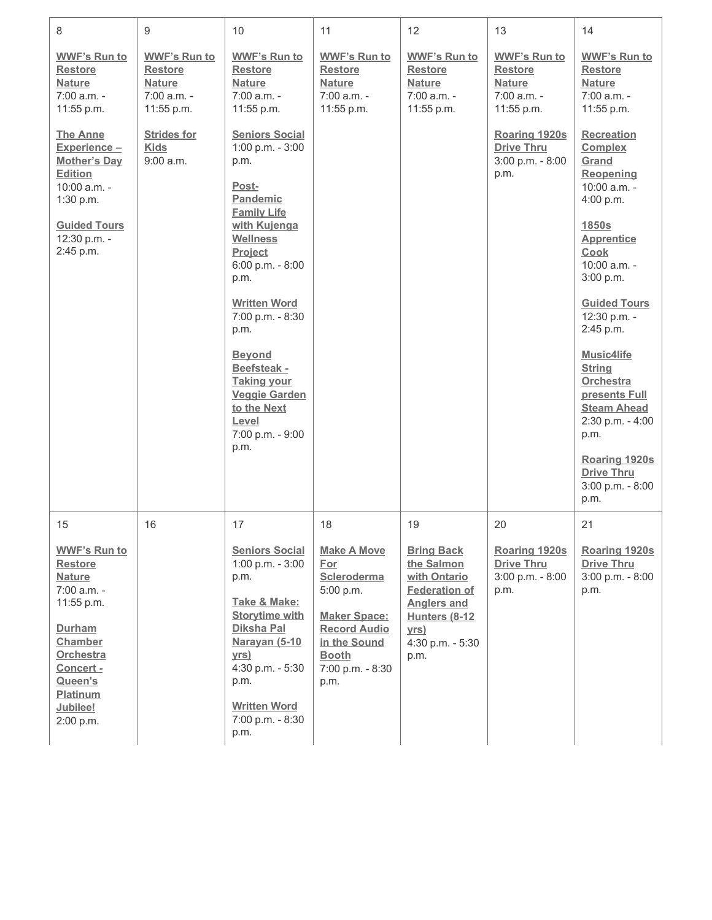| 8 | 9 | 10 | 11 | 12 | 13 | 14 |
|---|---|---|---|---|---|---|
| **WWF's Run to Restore Nature** 7:00 a.m. - 11:55 p.m.<br><br>**The Anne Experience – Mother's Day Edition** 10:00 a.m. - 1:30 p.m.<br><br>**Guided Tours** 12:30 p.m. - 2:45 p.m. | **WWF's Run to Restore Nature** 7:00 a.m. - 11:55 p.m.<br><br>**Strides for Kids** 9:00 a.m. | **WWF's Run to Restore Nature** 7:00 a.m. - 11:55 p.m.<br><br>**Seniors Social** 1:00 p.m. - 3:00 p.m.<br><br>**Post-Pandemic Family Life with Kujenga Wellness Project** 6:00 p.m. - 8:00 p.m.<br><br>**Written Word** 7:00 p.m. - 8:30 p.m.<br><br>**Beyond Beefsteak - Taking your Veggie Garden to the Next Level** 7:00 p.m. - 9:00 p.m. | **WWF's Run to Restore Nature** 7:00 a.m. - 11:55 p.m. | **WWF's Run to Restore Nature** 7:00 a.m. - 11:55 p.m. | **WWF's Run to Restore Nature** 7:00 a.m. - 11:55 p.m.<br><br>**Roaring 1920s Drive Thru** 3:00 p.m. - 8:00 p.m. | **WWF's Run to Restore Nature** 7:00 a.m. - 11:55 p.m.<br><br>**Recreation Complex Grand Reopening** 10:00 a.m. - 4:00 p.m.<br><br>**1850s Apprentice Cook** 10:00 a.m. - 3:00 p.m.<br><br>**Guided Tours** 12:30 p.m. - 2:45 p.m.<br><br>**Music4life String Orchestra presents Full Steam Ahead** 2:30 p.m. - 4:00 p.m.<br><br>**Roaring 1920s Drive Thru** 3:00 p.m. - 8:00 p.m. |
| 15 | 16 | 17 | 18 | 19 | 20 | 21 |
| **WWF's Run to Restore Nature** 7:00 a.m. - 11:55 p.m.<br><br>**Durham Chamber Orchestra Concert - Queen's Platinum Jubilee!** 2:00 p.m. | | **Seniors Social** 1:00 p.m. - 3:00 p.m.<br><br>**Take & Make: Storytime with Diksha Pal Narayan (5-10 yrs)** 4:30 p.m. - 5:30 p.m.<br><br>**Written Word** 7:00 p.m. - 8:30 p.m. | **Make A Move For Scleroderma** 5:00 p.m.<br><br>**Maker Space: Record Audio in the Sound Booth** 7:00 p.m. - 8:30 p.m. | **Bring Back the Salmon with Ontario Federation of Anglers and Hunters (8-12 yrs)** 4:30 p.m. - 5:30 p.m. | **Roaring 1920s Drive Thru** 3:00 p.m. - 8:00 p.m. | **Roaring 1920s Drive Thru** 3:00 p.m. - 8:00 p.m. |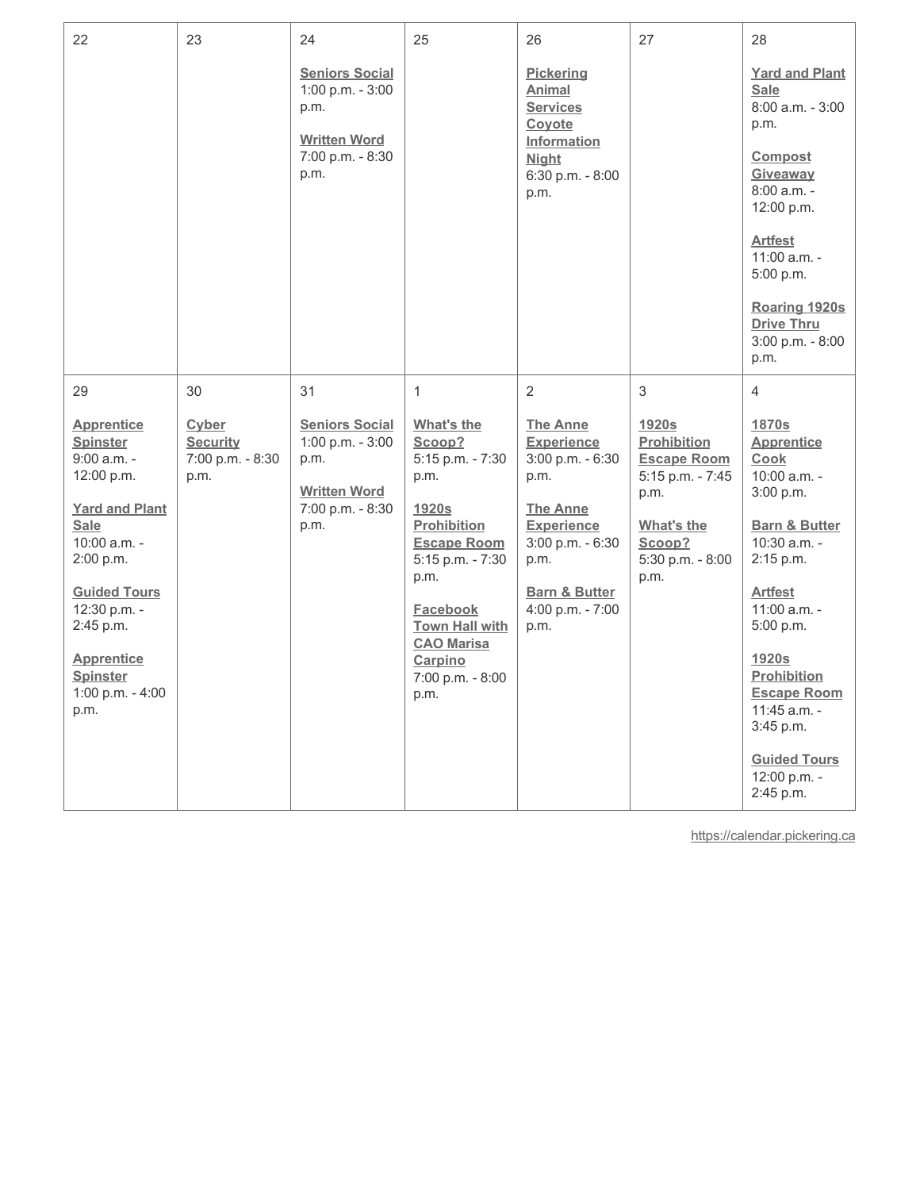| | | | | | | |
|---|---|---|---|---|---|---|
| 22 | 23 | 24<br><br>**Seniors Social**<br>1:00 p.m. - 3:00 p.m.<br><br>**Written Word**<br>7:00 p.m. - 8:30 p.m. | 25 | 26<br><br>**Pickering Animal Services Coyote Information Night**<br>6:30 p.m. - 8:00 p.m. | 27 | 28<br><br>**Yard and Plant Sale**<br>8:00 a.m. - 3:00 p.m.<br><br>**Compost Giveaway**<br>8:00 a.m. - 12:00 p.m.<br><br>**Artfest**<br>11:00 a.m. - 5:00 p.m.<br><br>**Roaring 1920s Drive Thru**<br>3:00 p.m. - 8:00 p.m. |
| 29<br><br>**Apprentice Spinster**<br>9:00 a.m. - 12:00 p.m.<br><br>**Yard and Plant Sale**<br>10:00 a.m. - 2:00 p.m.<br><br>**Guided Tours**<br>12:30 p.m. - 2:45 p.m.<br><br>**Apprentice Spinster**<br>1:00 p.m. - 4:00 p.m. | 30<br><br>**Cyber Security**<br>7:00 p.m. - 8:30 p.m. | 31<br><br>**Seniors Social**<br>1:00 p.m. - 3:00 p.m.<br><br>**Written Word**<br>7:00 p.m. - 8:30 p.m. | 1<br><br>**What's the Scoop?**<br>5:15 p.m. - 7:30 p.m.<br><br>**1920s Prohibition Escape Room**<br>5:15 p.m. - 7:30 p.m.<br><br>**Facebook Town Hall with CAO Marisa Carpino**<br>7:00 p.m. - 8:00 p.m. | 2<br><br>**The Anne Experience**<br>3:00 p.m. - 6:30 p.m.<br><br>**The Anne Experience**<br>3:00 p.m. - 6:30 p.m.<br><br>**Barn & Butter**<br>4:00 p.m. - 7:00 p.m. | 3<br><br>**1920s Prohibition Escape Room**<br>5:15 p.m. - 7:45 p.m.<br><br>**What's the Scoop?**<br>5:30 p.m. - 8:00 p.m. | 4<br><br>**1870s Apprentice Cook**<br>10:00 a.m. - 3:00 p.m.<br><br>**Barn & Butter**<br>10:30 a.m. - 2:15 p.m.<br><br>**Artfest**<br>11:00 a.m. - 5:00 p.m.<br><br>**1920s Prohibition Escape Room**<br>11:45 a.m. - 3:45 p.m.<br><br>**Guided Tours**<br>12:00 p.m. - 2:45 p.m. |

https://calendar.pickering.ca